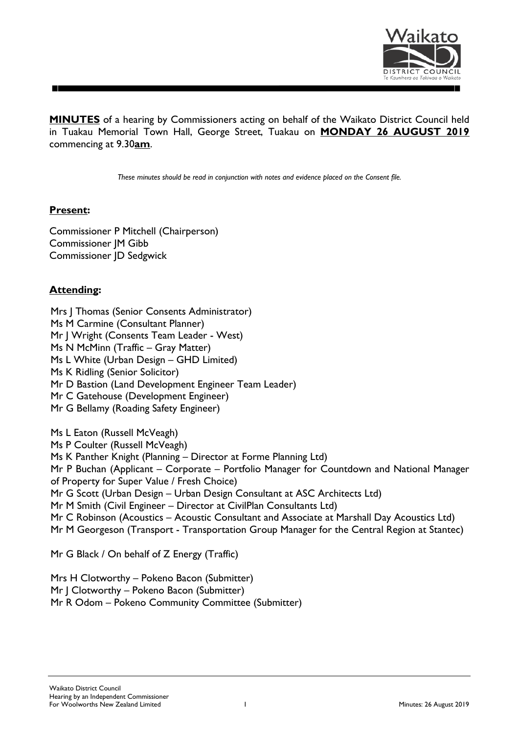**MINUTES** of a hearing by Commissioners acting on behalf of the Waikato District Council held in Tuakau Memorial Town Hall, George Street, Tuakau on **MONDAY 26 AUGUST 2019** commencing at 9.30**am**.

*These minutes should be read in conjunction with notes and evidence placed on the Consent file.*

**Present:**

Commissioner P Mitchell (Chairperson)
Commissioner JM Gibb
Commissioner JD Sedgwick

**Attending:**

Mrs J Thomas (Senior Consents Administrator)
Ms M Carmine (Consultant Planner)
Mr J Wright (Consents Team Leader - West)
Ms N McMinn (Traffic – Gray Matter)
Ms L White (Urban Design – GHD Limited)
Ms K Ridling (Senior Solicitor)
Mr D Bastion (Land Development Engineer Team Leader)
Mr C Gatehouse (Development Engineer)
Mr G Bellamy (Roading Safety Engineer)

Ms L Eaton (Russell McVeagh)
Ms P Coulter (Russell McVeagh)
Ms K Panther Knight (Planning – Director at Forme Planning Ltd)
Mr P Buchan (Applicant – Corporate – Portfolio Manager for Countdown and National Manager of Property for Super Value / Fresh Choice)
Mr G Scott (Urban Design – Urban Design Consultant at ASC Architects Ltd)
Mr M Smith (Civil Engineer – Director at CivilPlan Consultants Ltd)
Mr C Robinson (Acoustics – Acoustic Consultant and Associate at Marshall Day Acoustics Ltd)
Mr M Georgeson (Transport - Transportation Group Manager for the Central Region at Stantec)

Mr G Black / On behalf of Z Energy (Traffic)

Mrs H Clotworthy – Pokeno Bacon (Submitter)
Mr J Clotworthy – Pokeno Bacon (Submitter)
Mr R Odom – Pokeno Community Committee (Submitter)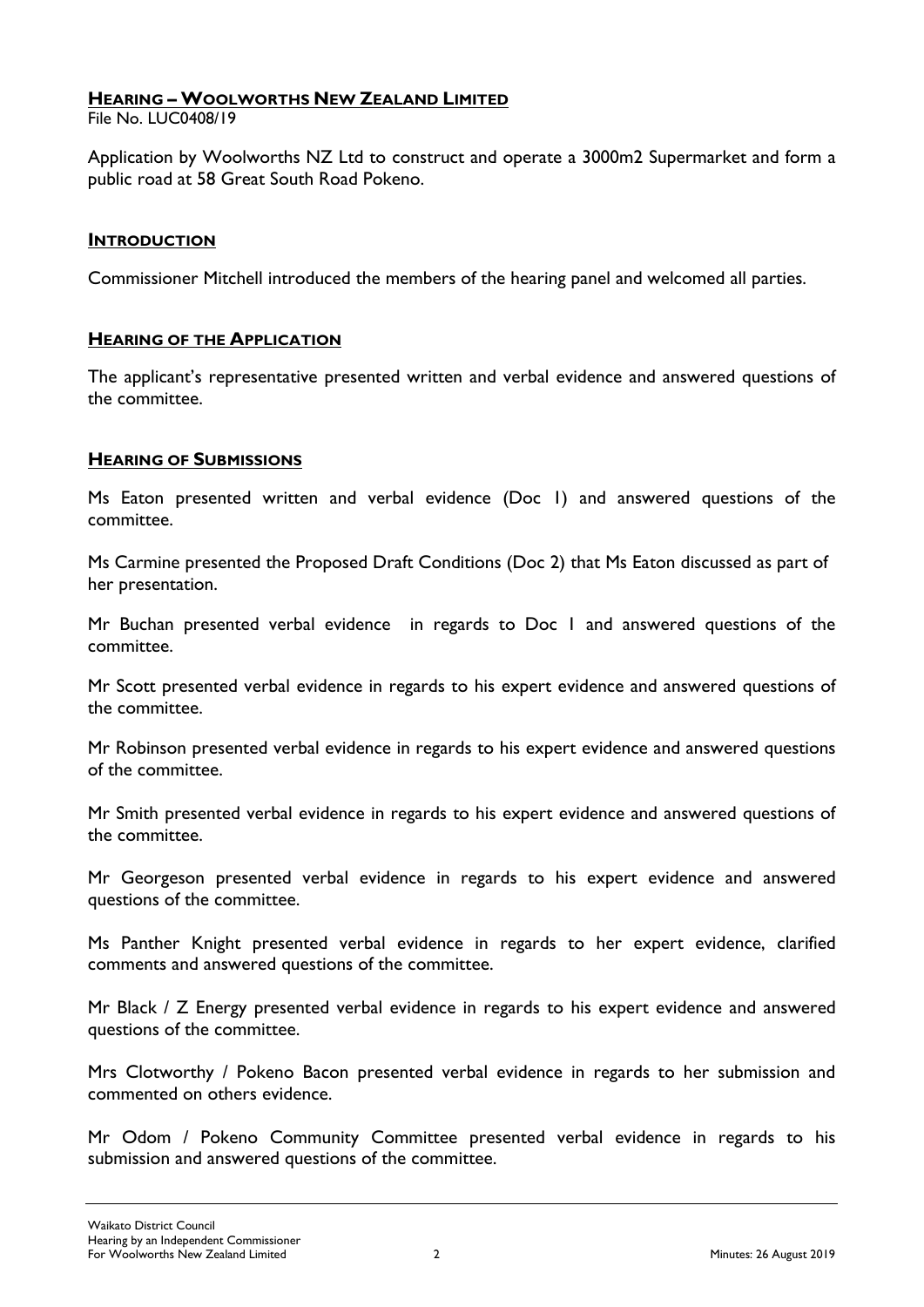## **HEARING – WOOLWORTHS NEW ZEALAND LIMITED**

File No. LUC0408/19

Application by Woolworths NZ Ltd to construct and operate a 3000m2 Supermarket and form a public road at 58 Great South Road Pokeno.

### **INTRODUCTION**

Commissioner Mitchell introduced the members of the hearing panel and welcomed all parties.

### **HEARING OF THE APPLICATION**

The applicant's representative presented written and verbal evidence and answered questions of the committee.

### **HEARING OF SUBMISSIONS**

Ms Eaton presented written and verbal evidence (Doc 1) and answered questions of the committee.

Ms Carmine presented the Proposed Draft Conditions (Doc 2) that Ms Eaton discussed as part of her presentation.

Mr Buchan presented verbal evidence in regards to Doc 1 and answered questions of the committee.

Mr Scott presented verbal evidence in regards to his expert evidence and answered questions of the committee.

Mr Robinson presented verbal evidence in regards to his expert evidence and answered questions of the committee.

Mr Smith presented verbal evidence in regards to his expert evidence and answered questions of the committee.

Mr Georgeson presented verbal evidence in regards to his expert evidence and answered questions of the committee.

Ms Panther Knight presented verbal evidence in regards to her expert evidence, clarified comments and answered questions of the committee.

Mr Black / Z Energy presented verbal evidence in regards to his expert evidence and answered questions of the committee.

Mrs Clotworthy / Pokeno Bacon presented verbal evidence in regards to her submission and commented on others evidence.

Mr Odom / Pokeno Community Committee presented verbal evidence in regards to his submission and answered questions of the committee.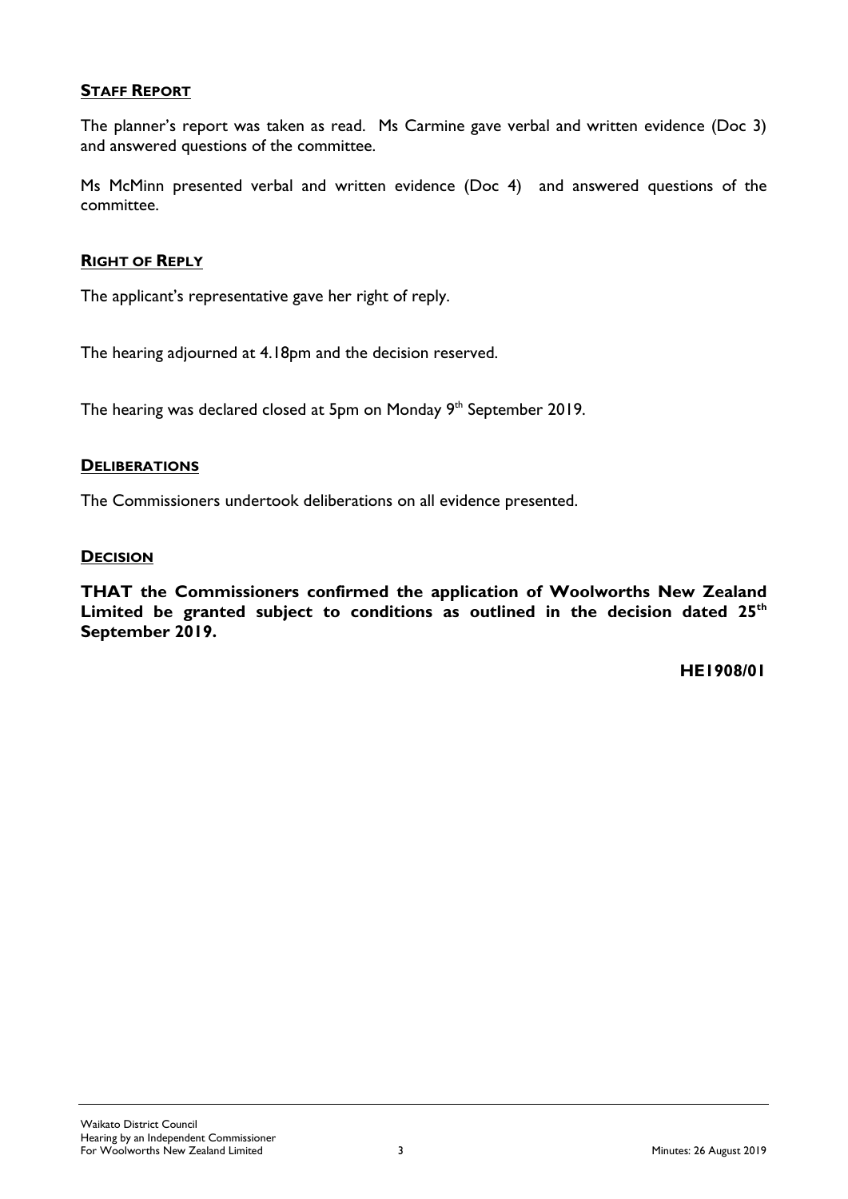## **STAFF REPORT**

The planner's report was taken as read. Ms Carmine gave verbal and written evidence (Doc 3) and answered questions of the committee.

Ms McMinn presented verbal and written evidence (Doc 4) and answered questions of the committee.

## **RIGHT OF REPLY**

The applicant's representative gave her right of reply.

The hearing adjourned at 4.18pm and the decision reserved.

The hearing was declared closed at 5pm on Monday 9th September 2019.

## **DELIBERATIONS**

The Commissioners undertook deliberations on all evidence presented.

## **DECISION**

**THAT the Commissioners confirmed the application of Woolworths New Zealand Limited be granted subject to conditions as outlined in the decision dated 25th September 2019.**

**HE1908/01**